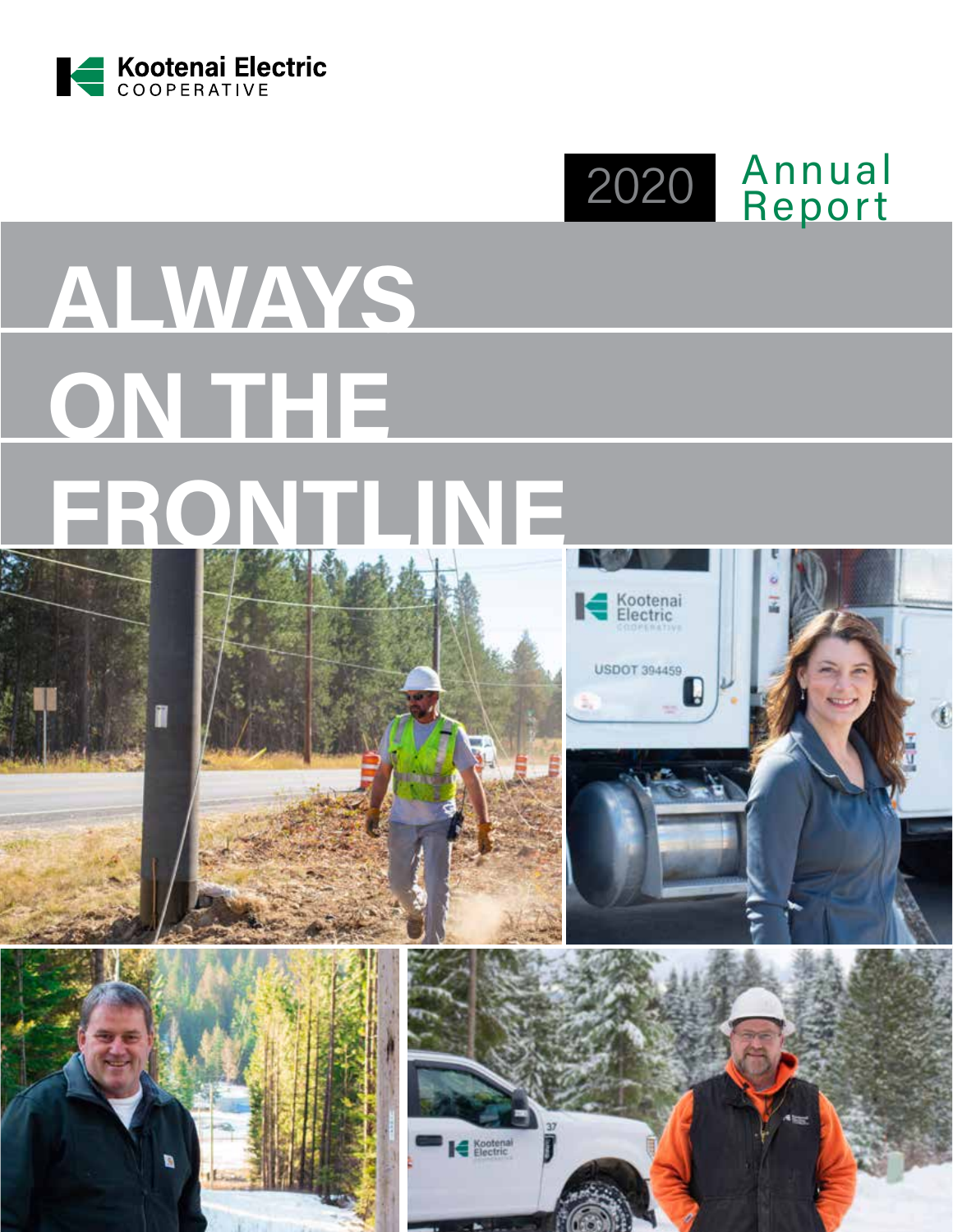Kootenai Electric
COOPERATIVE

2020 Annual Report

# ALWAYS ON THE FRONTLINE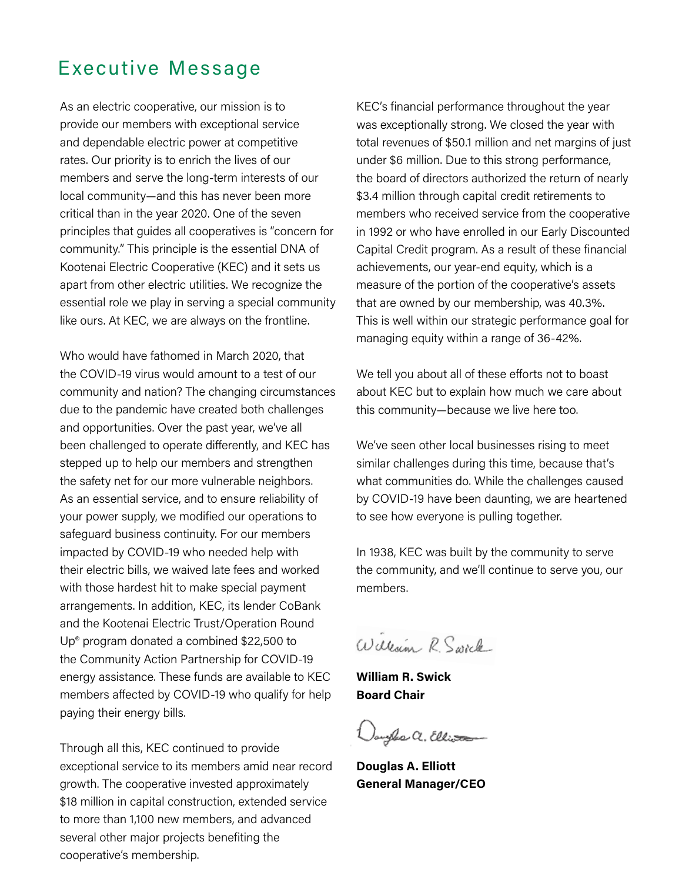# Executive Message

As an electric cooperative, our mission is to provide our members with exceptional service and dependable electric power at competitive rates. Our priority is to enrich the lives of our members and serve the long-term interests of our local community—and this has never been more critical than in the year 2020. One of the seven principles that guides all cooperatives is "concern for community." This principle is the essential DNA of Kootenai Electric Cooperative (KEC) and it sets us apart from other electric utilities. We recognize the essential role we play in serving a special community like ours. At KEC, we are always on the frontline.

Who would have fathomed in March 2020, that the COVID-19 virus would amount to a test of our community and nation? The changing circumstances due to the pandemic have created both challenges and opportunities. Over the past year, we've all been challenged to operate differently, and KEC has stepped up to help our members and strengthen the safety net for our more vulnerable neighbors. As an essential service, and to ensure reliability of your power supply, we modified our operations to safeguard business continuity. For our members impacted by COVID-19 who needed help with their electric bills, we waived late fees and worked with those hardest hit to make special payment arrangements. In addition, KEC, its lender CoBank and the Kootenai Electric Trust/Operation Round Up® program donated a combined $22,500 to the Community Action Partnership for COVID-19 energy assistance. These funds are available to KEC members affected by COVID-19 who qualify for help paying their energy bills.

Through all this, KEC continued to provide exceptional service to its members amid near record growth. The cooperative invested approximately $18 million in capital construction, extended service to more than 1,100 new members, and advanced several other major projects benefiting the cooperative's membership.

KEC's financial performance throughout the year was exceptionally strong. We closed the year with total revenues of $50.1 million and net margins of just under $6 million. Due to this strong performance, the board of directors authorized the return of nearly $3.4 million through capital credit retirements to members who received service from the cooperative in 1992 or who have enrolled in our Early Discounted Capital Credit program. As a result of these financial achievements, our year-end equity, which is a measure of the portion of the cooperative's assets that are owned by our membership, was 40.3%. This is well within our strategic performance goal for managing equity within a range of 36-42%.

We tell you about all of these efforts not to boast about KEC but to explain how much we care about this community—because we live here too.

We've seen other local businesses rising to meet similar challenges during this time, because that's what communities do. While the challenges caused by COVID-19 have been daunting, we are heartened to see how everyone is pulling together.

In 1938, KEC was built by the community to serve the community, and we'll continue to serve you, our members.

*William R. Swick*

**William R. Swick**
**Board Chair**

*Douglas A. Elliott*

**Douglas A. Elliott**
**General Manager/CEO**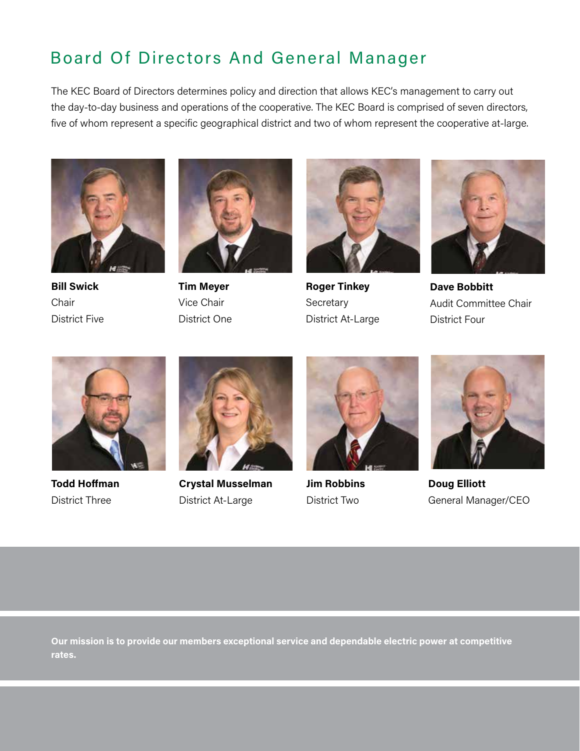# Board Of Directors And General Manager

The KEC Board of Directors determines policy and direction that allows KEC's management to carry out the day-to-day business and operations of the cooperative. The KEC Board is comprised of seven directors, five of whom represent a specific geographical district and two of whom represent the cooperative at-large.

**Bill Swick**
Chair
District Five

**Tim Meyer**
Vice Chair
District One

**Roger Tinkey**
Secretary
District At-Large

**Dave Bobbitt**
Audit Committee Chair
District Four

**Todd Hoffman**
District Three

**Crystal Musselman**
District At-Large

**Jim Robbins**
District Two

**Doug Elliott**
General Manager/CEO

**Our mission is to provide our members exceptional service and dependable electric power at competitive rates.**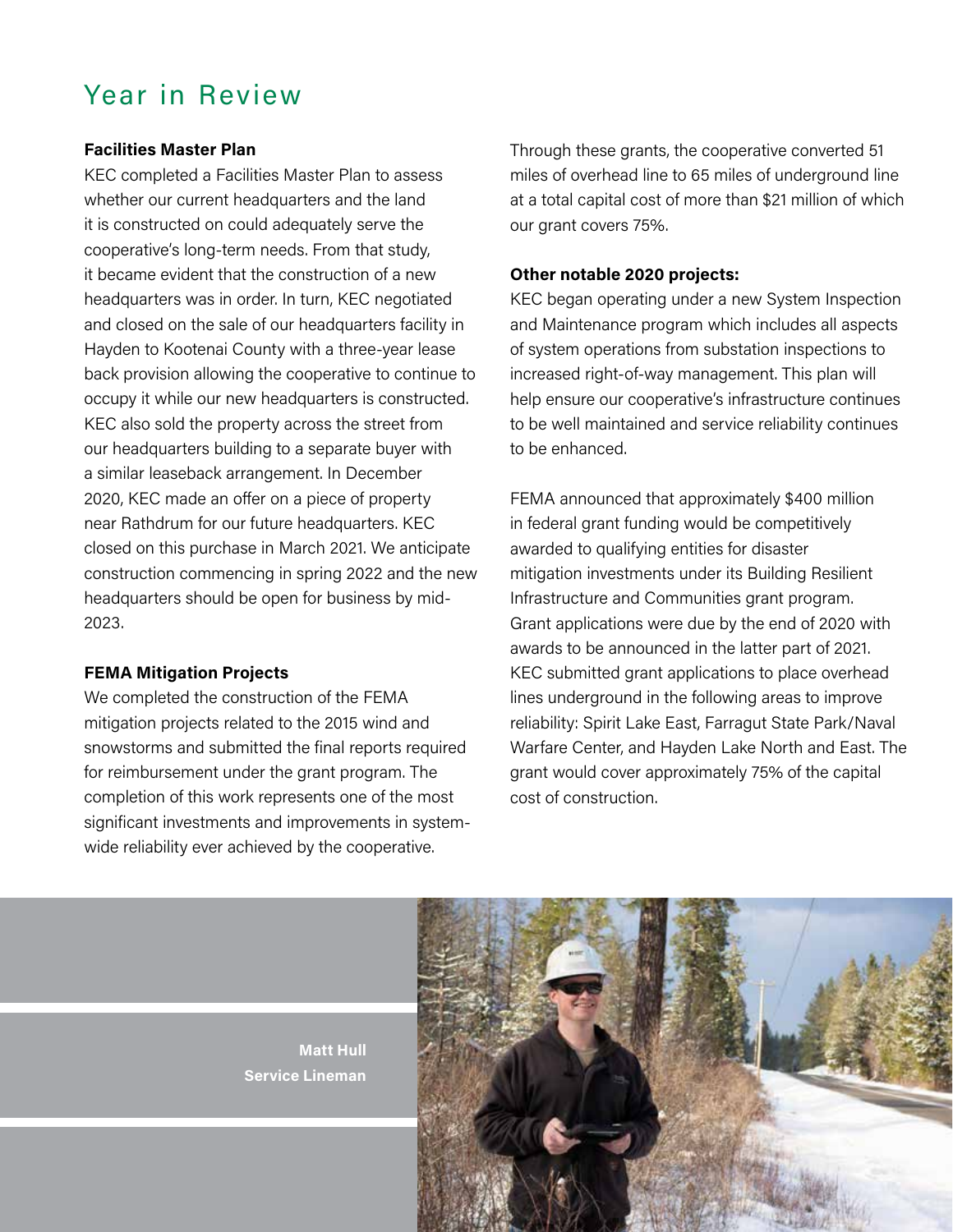# Year in Review

**Facilities Master Plan**

KEC completed a Facilities Master Plan to assess whether our current headquarters and the land it is constructed on could adequately serve the cooperative's long-term needs. From that study, it became evident that the construction of a new headquarters was in order. In turn, KEC negotiated and closed on the sale of our headquarters facility in Hayden to Kootenai County with a three-year lease back provision allowing the cooperative to continue to occupy it while our new headquarters is constructed. KEC also sold the property across the street from our headquarters building to a separate buyer with a similar leaseback arrangement. In December 2020, KEC made an offer on a piece of property near Rathdrum for our future headquarters. KEC closed on this purchase in March 2021. We anticipate construction commencing in spring 2022 and the new headquarters should be open for business by mid-2023.

**FEMA Mitigation Projects**

We completed the construction of the FEMA mitigation projects related to the 2015 wind and snowstorms and submitted the final reports required for reimbursement under the grant program. The completion of this work represents one of the most significant investments and improvements in system-wide reliability ever achieved by the cooperative.

Through these grants, the cooperative converted 51 miles of overhead line to 65 miles of underground line at a total capital cost of more than $21 million of which our grant covers 75%.

**Other notable 2020 projects:**

KEC began operating under a new System Inspection and Maintenance program which includes all aspects of system operations from substation inspections to increased right-of-way management. This plan will help ensure our cooperative's infrastructure continues to be well maintained and service reliability continues to be enhanced.

FEMA announced that approximately $400 million in federal grant funding would be competitively awarded to qualifying entities for disaster mitigation investments under its Building Resilient Infrastructure and Communities grant program. Grant applications were due by the end of 2020 with awards to be announced in the latter part of 2021. KEC submitted grant applications to place overhead lines underground in the following areas to improve reliability: Spirit Lake East, Farragut State Park/Naval Warfare Center, and Hayden Lake North and East. The grant would cover approximately 75% of the capital cost of construction.

**Matt Hull**
**Service Lineman**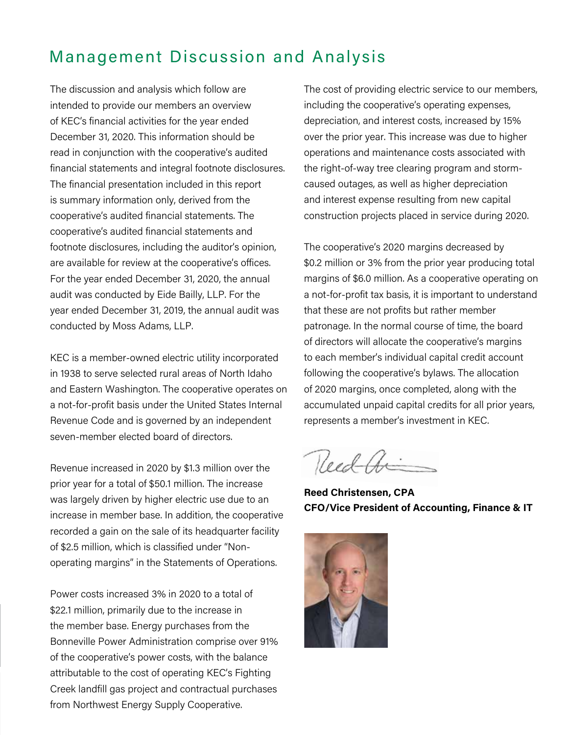# Management Discussion and Analysis

The discussion and analysis which follow are intended to provide our members an overview of KEC's financial activities for the year ended December 31, 2020. This information should be read in conjunction with the cooperative's audited financial statements and integral footnote disclosures. The financial presentation included in this report is summary information only, derived from the cooperative's audited financial statements. The cooperative's audited financial statements and footnote disclosures, including the auditor's opinion, are available for review at the cooperative's offices. For the year ended December 31, 2020, the annual audit was conducted by Eide Bailly, LLP. For the year ended December 31, 2019, the annual audit was conducted by Moss Adams, LLP.

KEC is a member-owned electric utility incorporated in 1938 to serve selected rural areas of North Idaho and Eastern Washington. The cooperative operates on a not-for-profit basis under the United States Internal Revenue Code and is governed by an independent seven-member elected board of directors.

Revenue increased in 2020 by $1.3 million over the prior year for a total of $50.1 million. The increase was largely driven by higher electric use due to an increase in member base. In addition, the cooperative recorded a gain on the sale of its headquarter facility of $2.5 million, which is classified under "Non-operating margins" in the Statements of Operations.

Power costs increased 3% in 2020 to a total of $22.1 million, primarily due to the increase in the member base. Energy purchases from the Bonneville Power Administration comprise over 91% of the cooperative's power costs, with the balance attributable to the cost of operating KEC's Fighting Creek landfill gas project and contractual purchases from Northwest Energy Supply Cooperative.

The cost of providing electric service to our members, including the cooperative's operating expenses, depreciation, and interest costs, increased by 15% over the prior year. This increase was due to higher operations and maintenance costs associated with the right-of-way tree clearing program and storm-caused outages, as well as higher depreciation and interest expense resulting from new capital construction projects placed in service during 2020.

The cooperative's 2020 margins decreased by $0.2 million or 3% from the prior year producing total margins of $6.0 million. As a cooperative operating on a not-for-profit tax basis, it is important to understand that these are not profits but rather member patronage. In the normal course of time, the board of directors will allocate the cooperative's margins to each member's individual capital credit account following the cooperative's bylaws. The allocation of 2020 margins, once completed, along with the accumulated unpaid capital credits for all prior years, represents a member's investment in KEC.

**Reed Christensen, CPA**
**CFO/Vice President of Accounting, Finance & IT**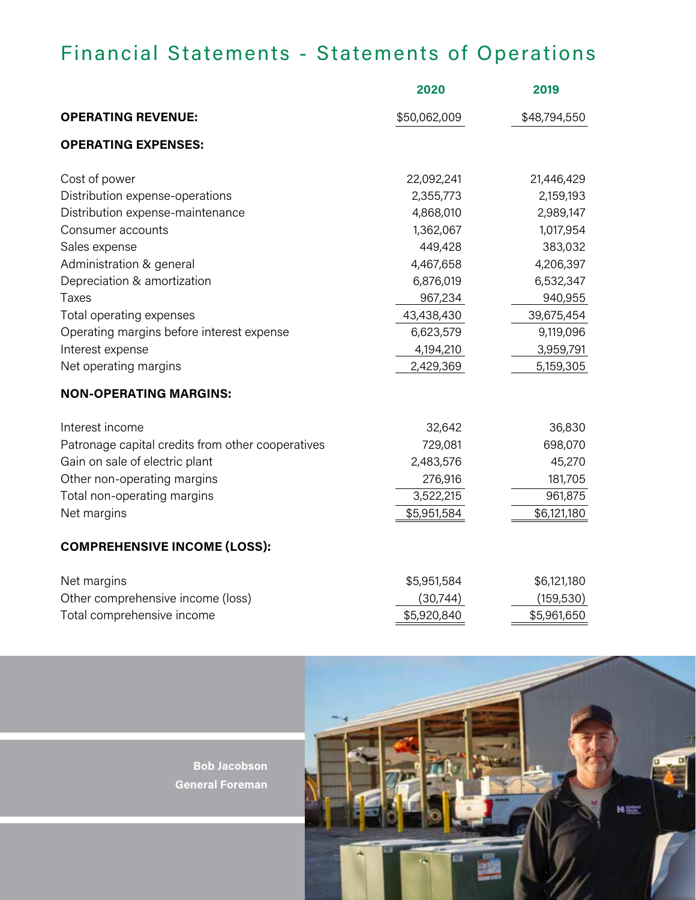# Financial Statements - Statements of Operations

| | 2020 | 2019 |
|---|---|---|
| **OPERATING REVENUE:** | $50,062,009 | $48,794,550 |
| **OPERATING EXPENSES:** | | |
| Cost of power | 22,092,241 | 21,446,429 |
| Distribution expense-operations | 2,355,773 | 2,159,193 |
| Distribution expense-maintenance | 4,868,010 | 2,989,147 |
| Consumer accounts | 1,362,067 | 1,017,954 |
| Sales expense | 449,428 | 383,032 |
| Administration & general | 4,467,658 | 4,206,397 |
| Depreciation & amortization | 6,876,019 | 6,532,347 |
| Taxes | 967,234 | 940,955 |
| Total operating expenses | 43,438,430 | 39,675,454 |
| Operating margins before interest expense | 6,623,579 | 9,119,096 |
| Interest expense | 4,194,210 | 3,959,791 |
| Net operating margins | 2,429,369 | 5,159,305 |
| **NON-OPERATING MARGINS:** | | |
| Interest income | 32,642 | 36,830 |
| Patronage capital credits from other cooperatives | 729,081 | 698,070 |
| Gain on sale of electric plant | 2,483,576 | 45,270 |
| Other non-operating margins | 276,916 | 181,705 |
| Total non-operating margins | 3,522,215 | 961,875 |
| Net margins | $5,951,584 | $6,121,180 |
| **COMPREHENSIVE INCOME (LOSS):** | | |
| Net margins | $5,951,584 | $6,121,180 |
| Other comprehensive income (loss) | (30,744) | (159,530) |
| Total comprehensive income | $5,920,840 | $5,961,650 |

**Bob Jacobson**
**General Foreman**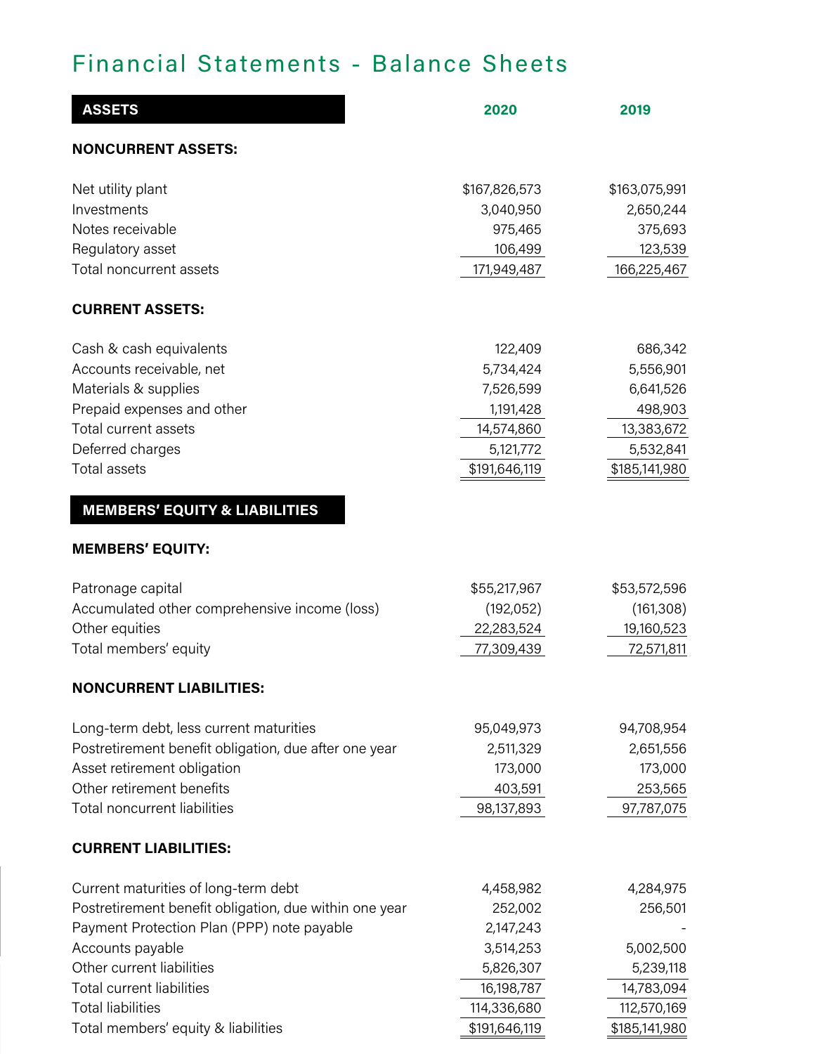# Financial Statements - Balance Sheets

| ASSETS | 2020 | 2019 |
|---|---|---|
| **NONCURRENT ASSETS:** | | |
| Net utility plant | $167,826,573 | $163,075,991 |
| Investments | 3,040,950 | 2,650,244 |
| Notes receivable | 975,465 | 375,693 |
| Regulatory asset | 106,499 | 123,539 |
| Total noncurrent assets | 171,949,487 | 166,225,467 |
| **CURRENT ASSETS:** | | |
| Cash & cash equivalents | 122,409 | 686,342 |
| Accounts receivable, net | 5,734,424 | 5,556,901 |
| Materials & supplies | 7,526,599 | 6,641,526 |
| Prepaid expenses and other | 1,191,428 | 498,903 |
| Total current assets | 14,574,860 | 13,383,672 |
| Deferred charges | 5,121,772 | 5,532,841 |
| Total assets | $191,646,119 | $185,141,980 |

| MEMBERS' EQUITY & LIABILITIES | 2020 | 2019 |
|---|---|---|
| **MEMBERS' EQUITY:** | | |
| Patronage capital | $55,217,967 | $53,572,596 |
| Accumulated other comprehensive income (loss) | (192,052) | (161,308) |
| Other equities | 22,283,524 | 19,160,523 |
| Total members' equity | 77,309,439 | 72,571,811 |
| **NONCURRENT LIABILITIES:** | | |
| Long-term debt, less current maturities | 95,049,973 | 94,708,954 |
| Postretirement benefit obligation, due after one year | 2,511,329 | 2,651,556 |
| Asset retirement obligation | 173,000 | 173,000 |
| Other retirement benefits | 403,591 | 253,565 |
| Total noncurrent liabilities | 98,137,893 | 97,787,075 |
| **CURRENT LIABILITIES:** | | |
| Current maturities of long-term debt | 4,458,982 | 4,284,975 |
| Postretirement benefit obligation, due within one year | 252,002 | 256,501 |
| Payment Protection Plan (PPP) note payable | 2,147,243 | - |
| Accounts payable | 3,514,253 | 5,002,500 |
| Other current liabilities | 5,826,307 | 5,239,118 |
| Total current liabilities | 16,198,787 | 14,783,094 |
| Total liabilities | 114,336,680 | 112,570,169 |
| Total members' equity & liabilities | $191,646,119 | $185,141,980 |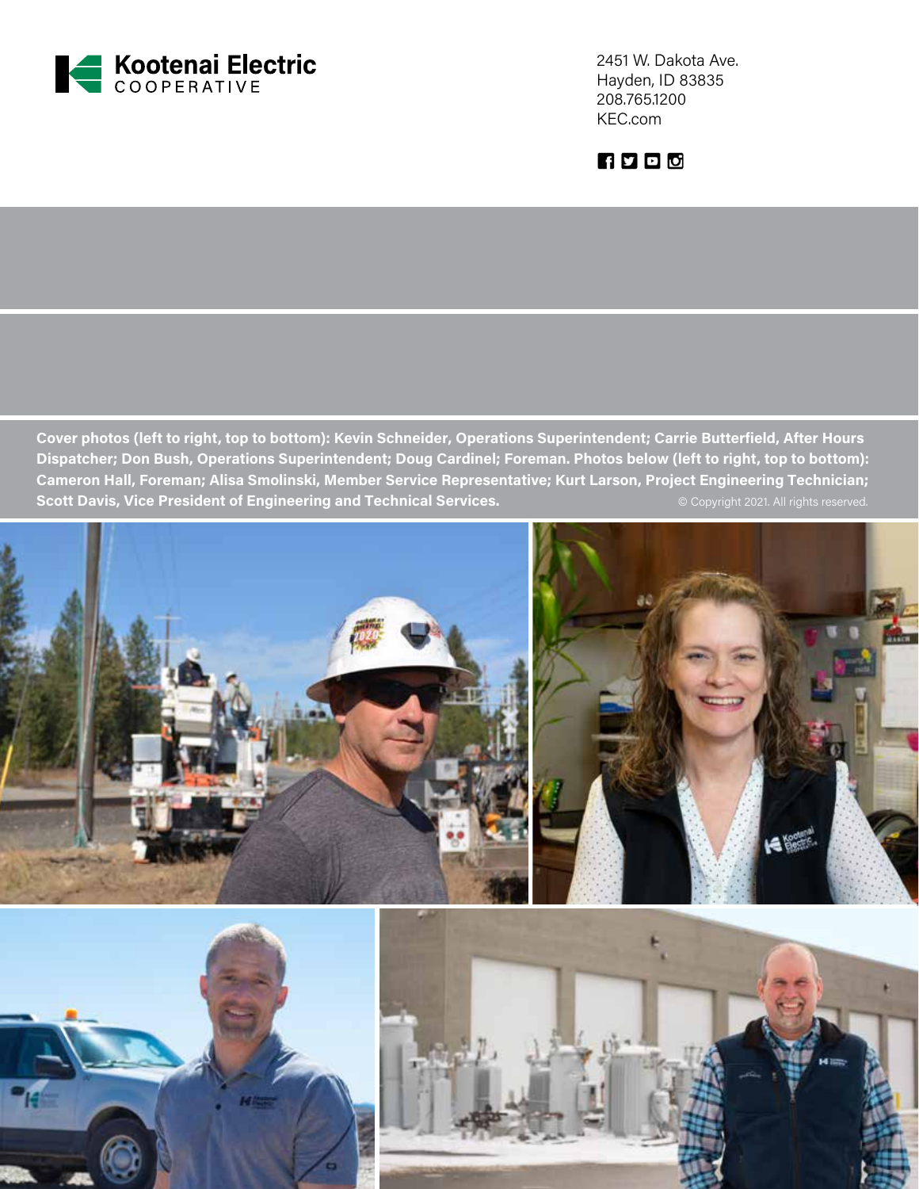Kootenai Electric COOPERATIVE

2451 W. Dakota Ave.
Hayden, ID 83835
208.765.1200
KEC.com

**Cover photos (left to right, top to bottom): Kevin Schneider, Operations Superintendent; Carrie Butterfield, After Hours Dispatcher; Don Bush, Operations Superintendent; Doug Cardinel; Foreman. Photos below (left to right, top to bottom): Cameron Hall, Foreman; Alisa Smolinski, Member Service Representative; Kurt Larson, Project Engineering Technician; Scott Davis, Vice President of Engineering and Technical Services.**

© Copyright 2021. All rights reserved.